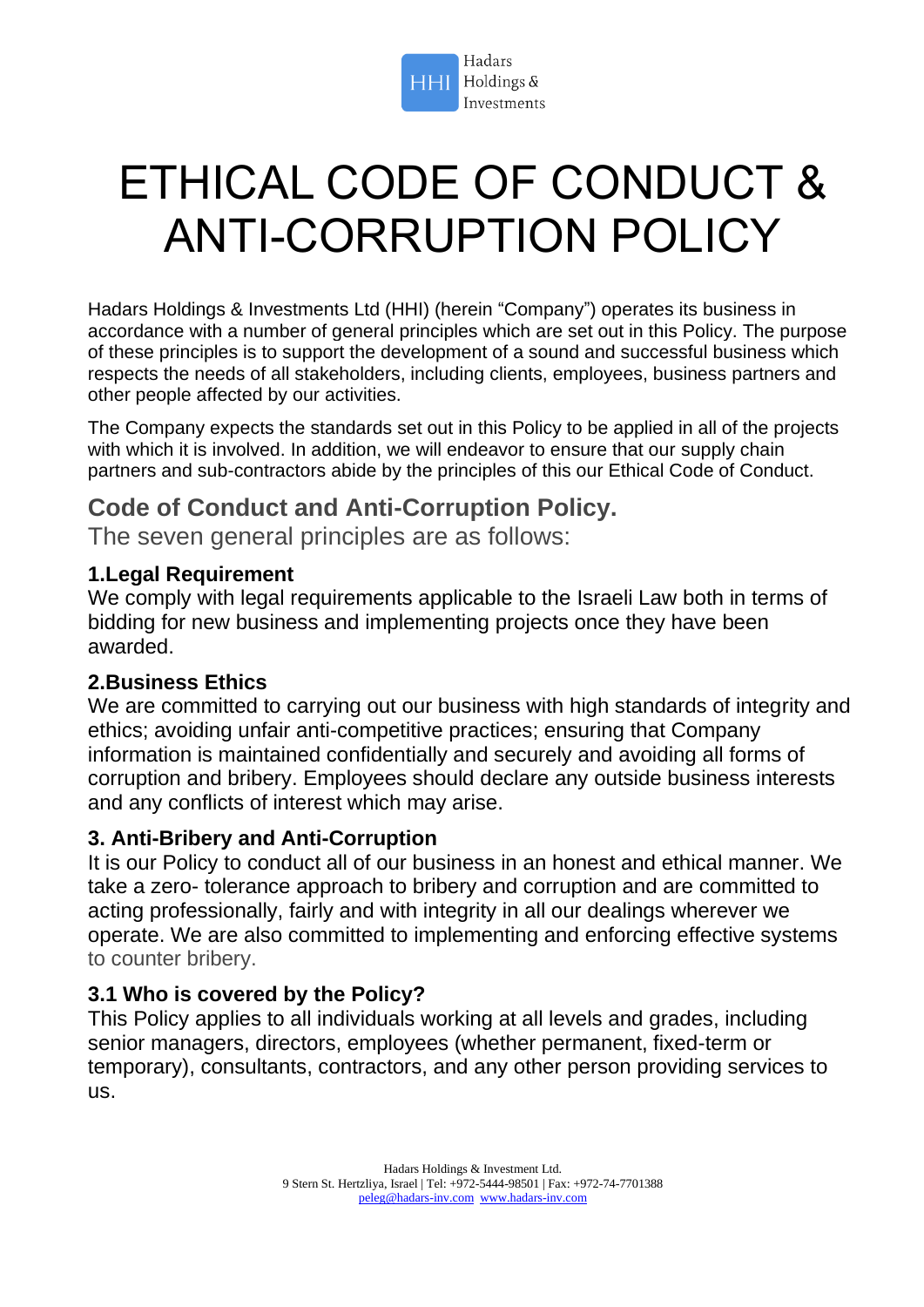# ETHICAL CODE OF CONDUCT & ANTI-CORRUPTION POLICY

Hadars Holdings & Investments Ltd (HHI) (herein "Company") operates its business in accordance with a number of general principles which are set out in this Policy. The purpose of these principles is to support the development of a sound and successful business which respects the needs of all stakeholders, including clients, employees, business partners and other people affected by our activities.

The Company expects the standards set out in this Policy to be applied in all of the projects with which it is involved. In addition, we will endeavor to ensure that our supply chain partners and sub-contractors abide by the principles of this our Ethical Code of Conduct.

## Code of Conduct and Anti-Corruption Policy.

The seven general principles are as follows:

### 1.Legal Requirement

We comply with legal requirements applicable to the Israeli Law both in terms of bidding for new business and implementing projects once they have been awarded.

### 2.Business Ethics

We are committed to carrying out our business with high standards of integrity and ethics; avoiding unfair anti-competitive practices; ensuring that Company information is maintained confidentially and securely and avoiding all forms of corruption and bribery. Employees should declare any outside business interests and any conflicts of interest which may arise.

### 3. Anti-Bribery and Anti-Corruption

It is our Policy to conduct all of our business in an honest and ethical manner. We take a zero- tolerance approach to bribery and corruption and are committed to acting professionally, fairly and with integrity in all our dealings wherever we operate. We are also committed to implementing and enforcing effective systems to counter bribery.

### 3.1 Who is covered by the Policy?

This Policy applies to all individuals working at all levels and grades, including senior managers, directors, employees (whether permanent, fixed-term or temporary), consultants, contractors, and any other person providing services to us.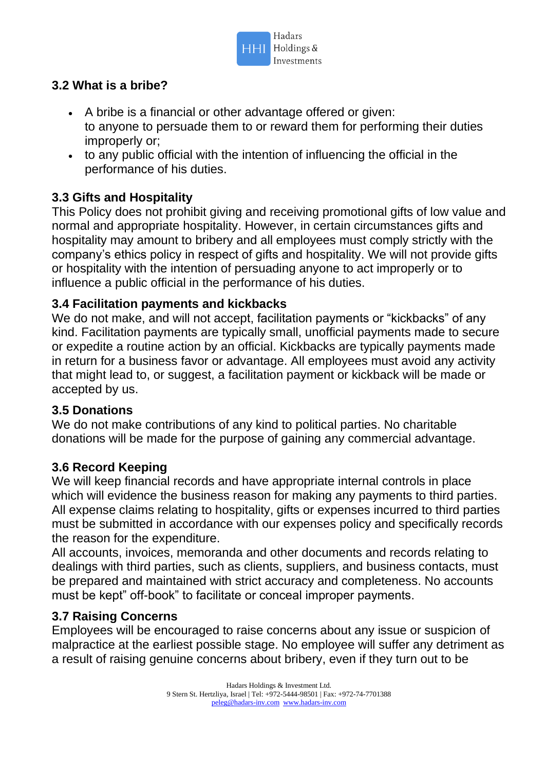### 3.2 What is a bribe?

- A bribe is a financial or other advantage offered or given:
  to anyone to persuade them to or reward them for performing their duties improperly or;
- to any public official with the intention of influencing the official in the performance of his duties.

### 3.3 Gifts and Hospitality

This Policy does not prohibit giving and receiving promotional gifts of low value and normal and appropriate hospitality. However, in certain circumstances gifts and hospitality may amount to bribery and all employees must comply strictly with the company's ethics policy in respect of gifts and hospitality. We will not provide gifts or hospitality with the intention of persuading anyone to act improperly or to influence a public official in the performance of his duties.

### 3.4 Facilitation payments and kickbacks

We do not make, and will not accept, facilitation payments or "kickbacks" of any kind. Facilitation payments are typically small, unofficial payments made to secure or expedite a routine action by an official. Kickbacks are typically payments made in return for a business favor or advantage. All employees must avoid any activity that might lead to, or suggest, a facilitation payment or kickback will be made or accepted by us.

### 3.5 Donations

We do not make contributions of any kind to political parties. No charitable donations will be made for the purpose of gaining any commercial advantage.

### 3.6 Record Keeping

We will keep financial records and have appropriate internal controls in place which will evidence the business reason for making any payments to third parties. All expense claims relating to hospitality, gifts or expenses incurred to third parties must be submitted in accordance with our expenses policy and specifically records the reason for the expenditure.

All accounts, invoices, memoranda and other documents and records relating to dealings with third parties, such as clients, suppliers, and business contacts, must be prepared and maintained with strict accuracy and completeness. No accounts must be kept" off-book" to facilitate or conceal improper payments.

### 3.7 Raising Concerns

Employees will be encouraged to raise concerns about any issue or suspicion of malpractice at the earliest possible stage. No employee will suffer any detriment as a result of raising genuine concerns about bribery, even if they turn out to be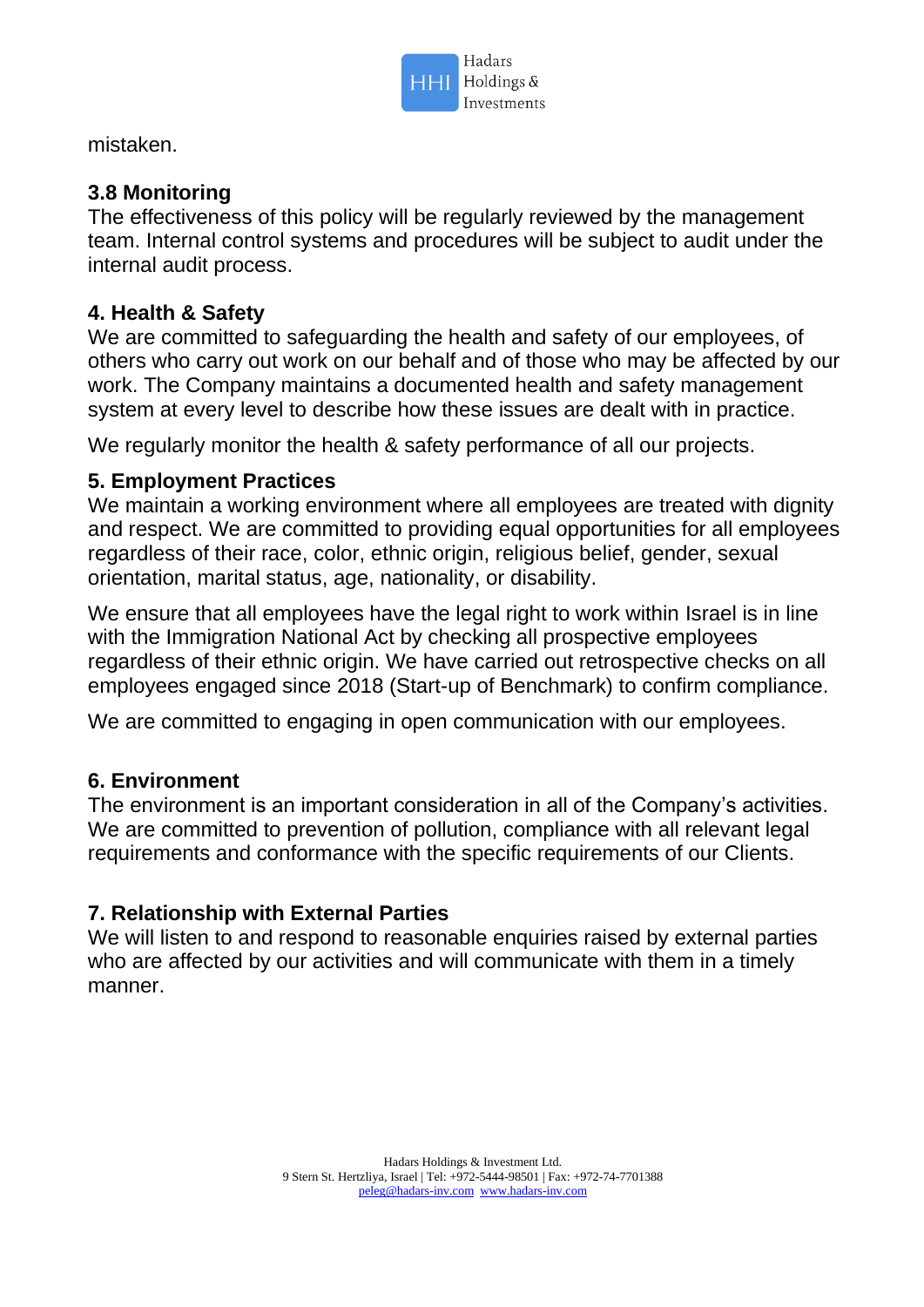mistaken.

### 3.8 Monitoring

The effectiveness of this policy will be regularly reviewed by the management team. Internal control systems and procedures will be subject to audit under the internal audit process.

## 4. Health & Safety

We are committed to safeguarding the health and safety of our employees, of others who carry out work on our behalf and of those who may be affected by our work. The Company maintains a documented health and safety management system at every level to describe how these issues are dealt with in practice.

We regularly monitor the health & safety performance of all our projects.

## 5. Employment Practices

We maintain a working environment where all employees are treated with dignity and respect. We are committed to providing equal opportunities for all employees regardless of their race, color, ethnic origin, religious belief, gender, sexual orientation, marital status, age, nationality, or disability.

We ensure that all employees have the legal right to work within Israel is in line with the Immigration National Act by checking all prospective employees regardless of their ethnic origin. We have carried out retrospective checks on all employees engaged since 2018 (Start-up of Benchmark) to confirm compliance.

We are committed to engaging in open communication with our employees.

## 6. Environment

The environment is an important consideration in all of the Company's activities. We are committed to prevention of pollution, compliance with all relevant legal requirements and conformance with the specific requirements of our Clients.

## 7. Relationship with External Parties

We will listen to and respond to reasonable enquiries raised by external parties who are affected by our activities and will communicate with them in a timely manner.